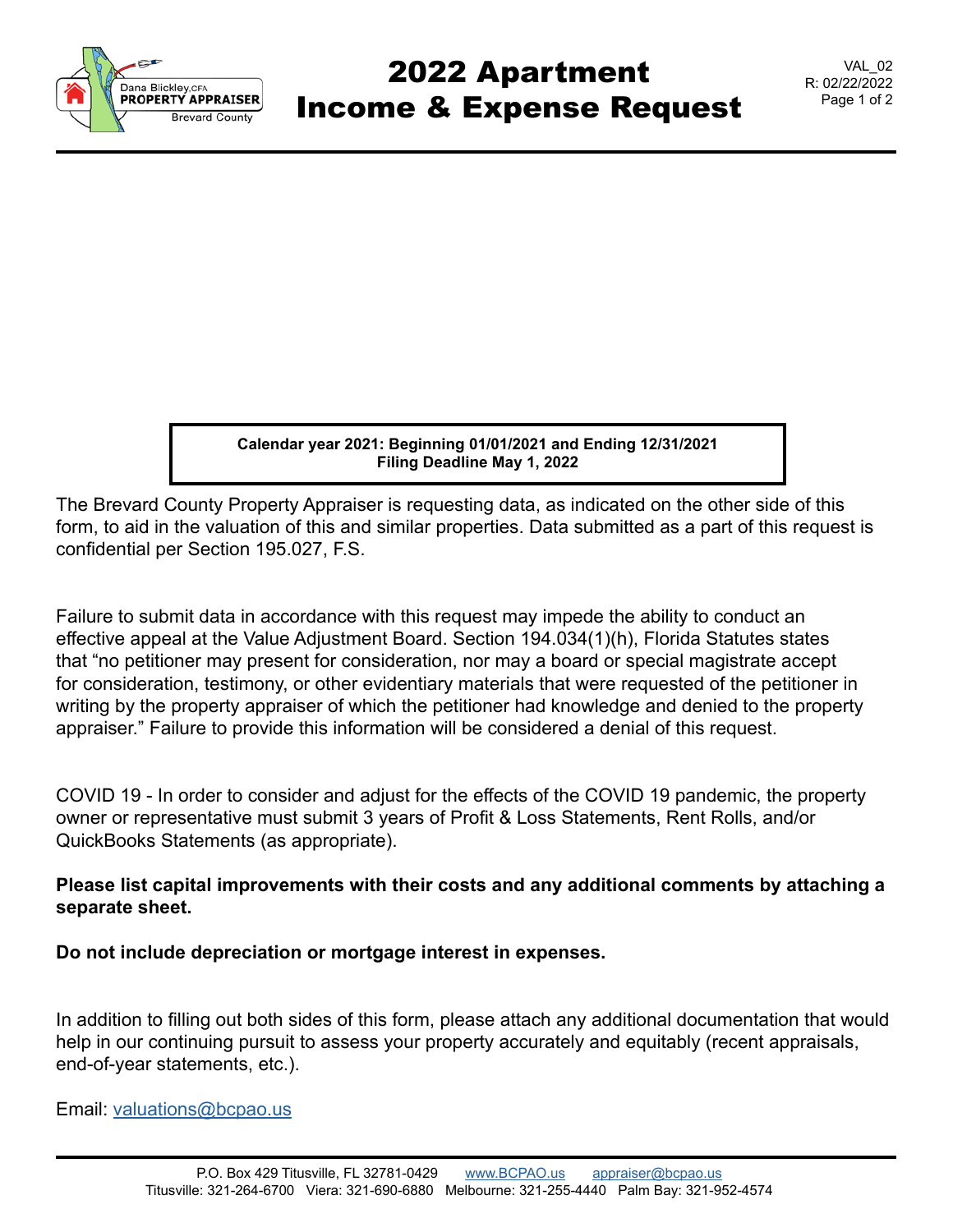# 2022 Apartment Income & Expense Request

VAL_02
R: 02/22/2022

**Calendar year 2021: Beginning 01/01/2021 and Ending 12/31/2021**
**Filing Deadline May 1, 2022**

The Brevard County Property Appraiser is requesting data, as indicated on the other side of this form, to aid in the valuation of this and similar properties. Data submitted as a part of this request is confidential per Section 195.027, F.S.

Failure to submit data in accordance with this request may impede the ability to conduct an effective appeal at the Value Adjustment Board. Section 194.034(1)(h), Florida Statutes states that "no petitioner may present for consideration, nor may a board or special magistrate accept for consideration, testimony, or other evidentiary materials that were requested of the petitioner in writing by the property appraiser of which the petitioner had knowledge and denied to the property appraiser." Failure to provide this information will be considered a denial of this request.

COVID 19 - In order to consider and adjust for the effects of the COVID 19 pandemic, the property owner or representative must submit 3 years of Profit & Loss Statements, Rent Rolls, and/or QuickBooks Statements (as appropriate).

**Please list capital improvements with their costs and any additional comments by attaching a separate sheet.**

**Do not include depreciation or mortgage interest in expenses.**

In addition to filling out both sides of this form, please attach any additional documentation that would help in our continuing pursuit to assess your property accurately and equitably (recent appraisals, end-of-year statements, etc.).

Email: valuations@bcpao.us

P.O. Box 429 Titusville, FL 32781-0429 www.BCPAO.us appraiser@bcpao.us
Titusville: 321-264-6700 Viera: 321-690-6880 Melbourne: 321-255-4440 Palm Bay: 321-952-4574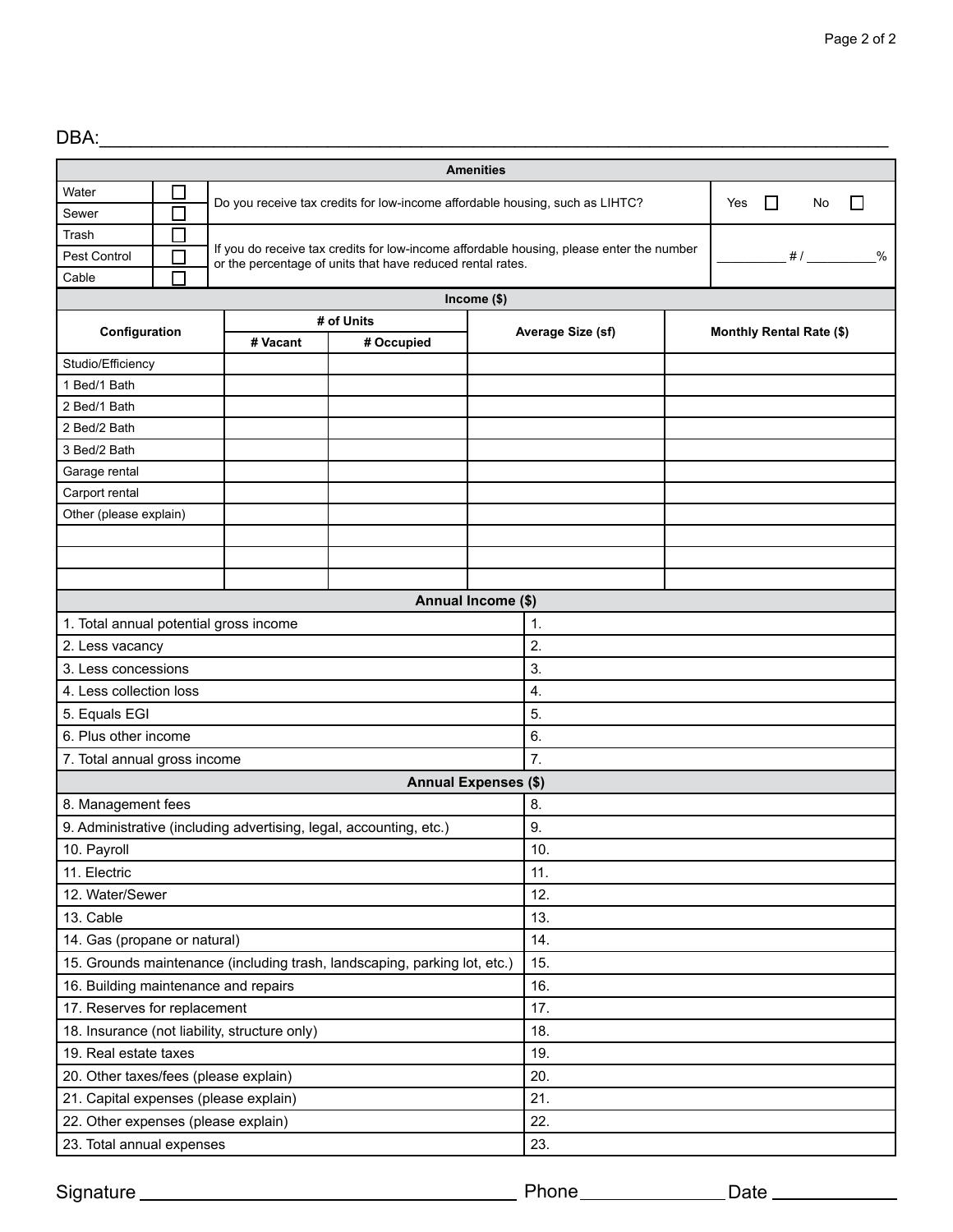DBA:_______________________________________________________________________________

| Amenities | | | |
|---|---|---|---|
| Water | ☐ | Do you receive tax credits for low-income affordable housing, such as LIHTC? | Yes ☐ No ☐ |
| Sewer | ☐ | | |
| Trash | ☐ | If you do receive tax credits for low-income affordable housing, please enter the number or the percentage of units that have reduced rental rates. | _________ # / _________% |
| Pest Control | ☐ | | |
| Cable | ☐ | | |

**Income ($)**

| Configuration | # of Units | | Average Size (sf) | Monthly Rental Rate ($) |
|---|---|---|---|---|
| | # Vacant | # Occupied | | |
| Studio/Efficiency | | | | |
| 1 Bed/1 Bath | | | | |
| 2 Bed/1 Bath | | | | |
| 2 Bed/2 Bath | | | | |
| 3 Bed/2 Bath | | | | |
| Garage rental | | | | |
| Carport rental | | | | |
| Other (please explain) | | | | |
| | | | | |
| | | | | |
| | | | | |

**Annual Income ($)**

| | |
|---|---|
| 1. Total annual potential gross income | 1. |
| 2. Less vacancy | 2. |
| 3. Less concessions | 3. |
| 4. Less collection loss | 4. |
| 5. Equals EGI | 5. |
| 6. Plus other income | 6. |
| 7. Total annual gross income | 7. |

**Annual Expenses ($)**

| | |
|---|---|
| 8. Management fees | 8. |
| 9. Administrative (including advertising, legal, accounting, etc.) | 9. |
| 10. Payroll | 10. |
| 11. Electric | 11. |
| 12. Water/Sewer | 12. |
| 13. Cable | 13. |
| 14. Gas (propane or natural) | 14. |
| 15. Grounds maintenance (including trash, landscaping, parking lot, etc.) | 15. |
| 16. Building maintenance and repairs | 16. |
| 17. Reserves for replacement | 17. |
| 18. Insurance (not liability, structure only) | 18. |
| 19. Real estate taxes | 19. |
| 20. Other taxes/fees (please explain) | 20. |
| 21. Capital expenses (please explain) | 21. |
| 22. Other expenses (please explain) | 22. |
| 23. Total annual expenses | 23. |

Signature ________________________________ Phone ______________ Date ___________